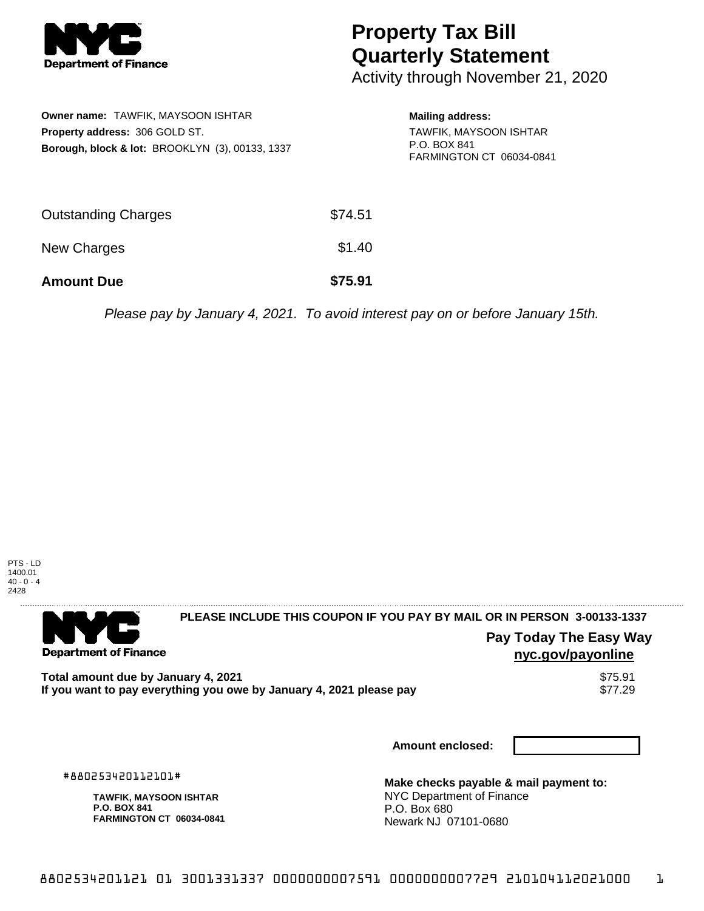# Property Tax Bill Quarterly Statement

Activity through November 21, 2020

**Owner name:** TAWFIK, MAYSOON ISHTAR
**Property address:** 306 GOLD ST.
**Borough, block & lot:** BROOKLYN (3), 00133, 1337

**Mailing address:**
TAWFIK, MAYSOON ISHTAR
P.O. BOX 841
FARMINGTON CT 06034-0841

| | |
|---|---|
| Outstanding Charges | $74.51 |
| New Charges | $1.40 |
| **Amount Due** | **$75.91** |

*Please pay by January 4, 2021. To avoid interest pay on or before January 15th.*

PTS - LD
1400.01
40 - 0 - 4
2428

**PLEASE INCLUDE THIS COUPON IF YOU PAY BY MAIL OR IN PERSON 3-00133-1337**

**Pay Today The Easy Way**
**nyc.gov/payonline**

| | |
|---|---|
| **Total amount due by January 4, 2021** | $75.91 |
| **If you want to pay everything you owe by January 4, 2021 please pay** | $77.29 |

**Amount enclosed:**

#880253420112101#

**TAWFIK, MAYSOON ISHTAR**
**P.O. BOX 841**
**FARMINGTON CT 06034-0841**

**Make checks payable & mail payment to:**
NYC Department of Finance
P.O. Box 680
Newark NJ 07101-0680

8802534201121 01 3001331337 0000000007591 0000000007729 210104112021000 1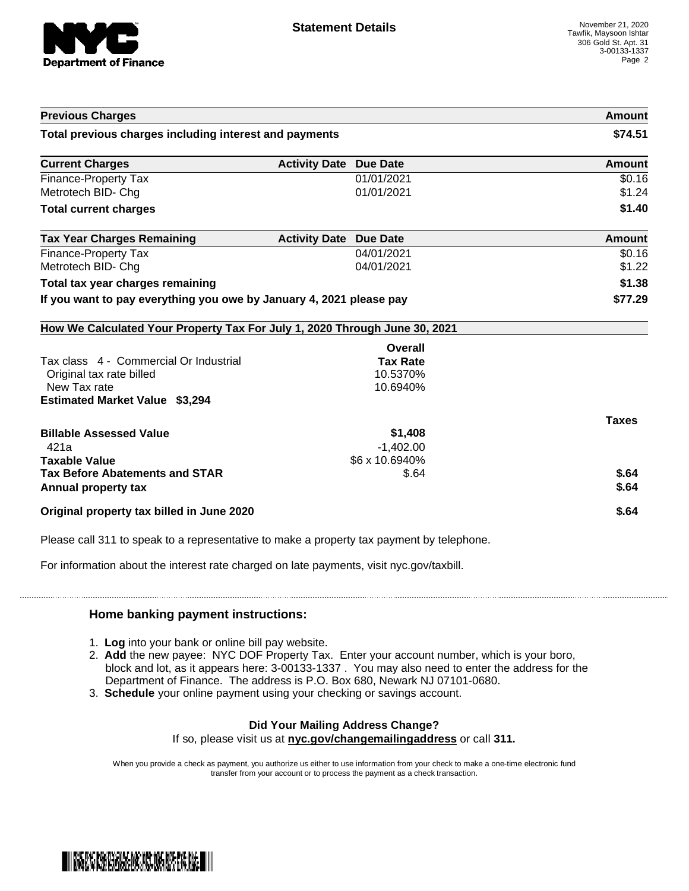## Statement Details

November 21, 2020
Tawfik, Maysoon Ishtar
306 Gold St. Apt. 31
3-00133-1337

| Previous Charges | | | Amount |
|---|---|---|---|
| **Total previous charges including interest and payments** | | | **$74.51** |

| Current Charges | Activity Date | Due Date | Amount |
|---|---|---|---|
| Finance-Property Tax | | 01/01/2021 | $0.16 |
| Metrotech BID- Chg | | 01/01/2021 | $1.24 |
| **Total current charges** | | | **$1.40** |

| Tax Year Charges Remaining | Activity Date | Due Date | Amount |
|---|---|---|---|
| Finance-Property Tax | | 04/01/2021 | $0.16 |
| Metrotech BID- Chg | | 04/01/2021 | $1.22 |
| **Total tax year charges remaining** | | | **$1.38** |
| **If you want to pay everything you owe by January 4, 2021 please pay** | | | **$77.29** |

### How We Calculated Your Property Tax For July 1, 2020 Through June 30, 2021

| | Overall Tax Rate | |
|---|---|---|
| Tax class 4 - Commercial Or Industrial | | |
| Original tax rate billed | 10.5370% | |
| New Tax rate | 10.6940% | |
| **Estimated Market Value $3,294** | | |
| | | **Taxes** |
| **Billable Assessed Value** | **$1,408** | |
| 421a | -1,402.00 | |
| **Taxable Value** | $6 x 10.6940% | |
| **Tax Before Abatements and STAR** | $.64 | **$.64** |
| **Annual property tax** | | **$.64** |
| **Original property tax billed in June 2020** | | **$.64** |

Please call 311 to speak to a representative to make a property tax payment by telephone.

For information about the interest rate charged on late payments, visit nyc.gov/taxbill.

### Home banking payment instructions:

1. **Log** into your bank or online bill pay website.
2. **Add** the new payee: NYC DOF Property Tax. Enter your account number, which is your boro, block and lot, as it appears here: 3-00133-1337 . You may also need to enter the address for the Department of Finance. The address is P.O. Box 680, Newark NJ 07101-0680.
3. **Schedule** your online payment using your checking or savings account.

**Did Your Mailing Address Change?**
If so, please visit us at **nyc.gov/changemailingaddress** or call **311.**

When you provide a check as payment, you authorize us either to use information from your check to make a one-time electronic fund transfer from your account or to process the payment as a check transaction.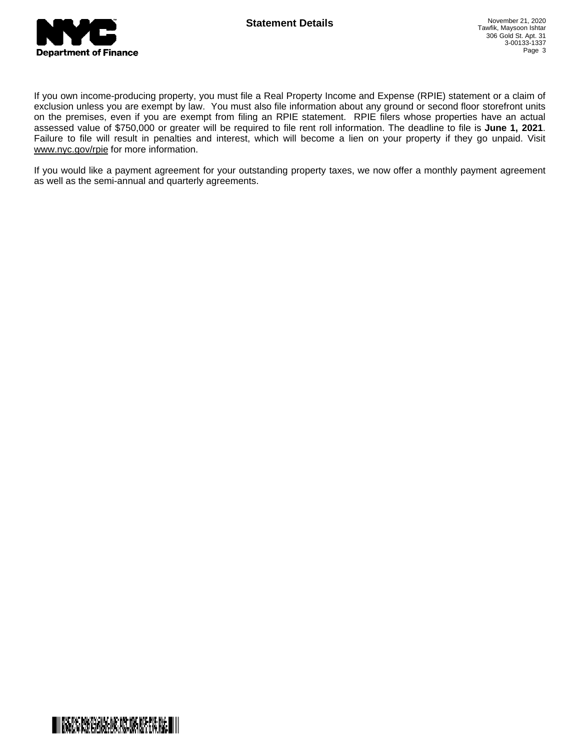If you own income-producing property, you must file a Real Property Income and Expense (RPIE) statement or a claim of exclusion unless you are exempt by law. You must also file information about any ground or second floor storefront units on the premises, even if you are exempt from filing an RPIE statement. RPIE filers whose properties have an actual assessed value of $750,000 or greater will be required to file rent roll information. The deadline to file is **June 1, 2021**. Failure to file will result in penalties and interest, which will become a lien on your property if they go unpaid. Visit www.nyc.gov/rpie for more information.

If you would like a payment agreement for your outstanding property taxes, we now offer a monthly payment agreement as well as the semi-annual and quarterly agreements.